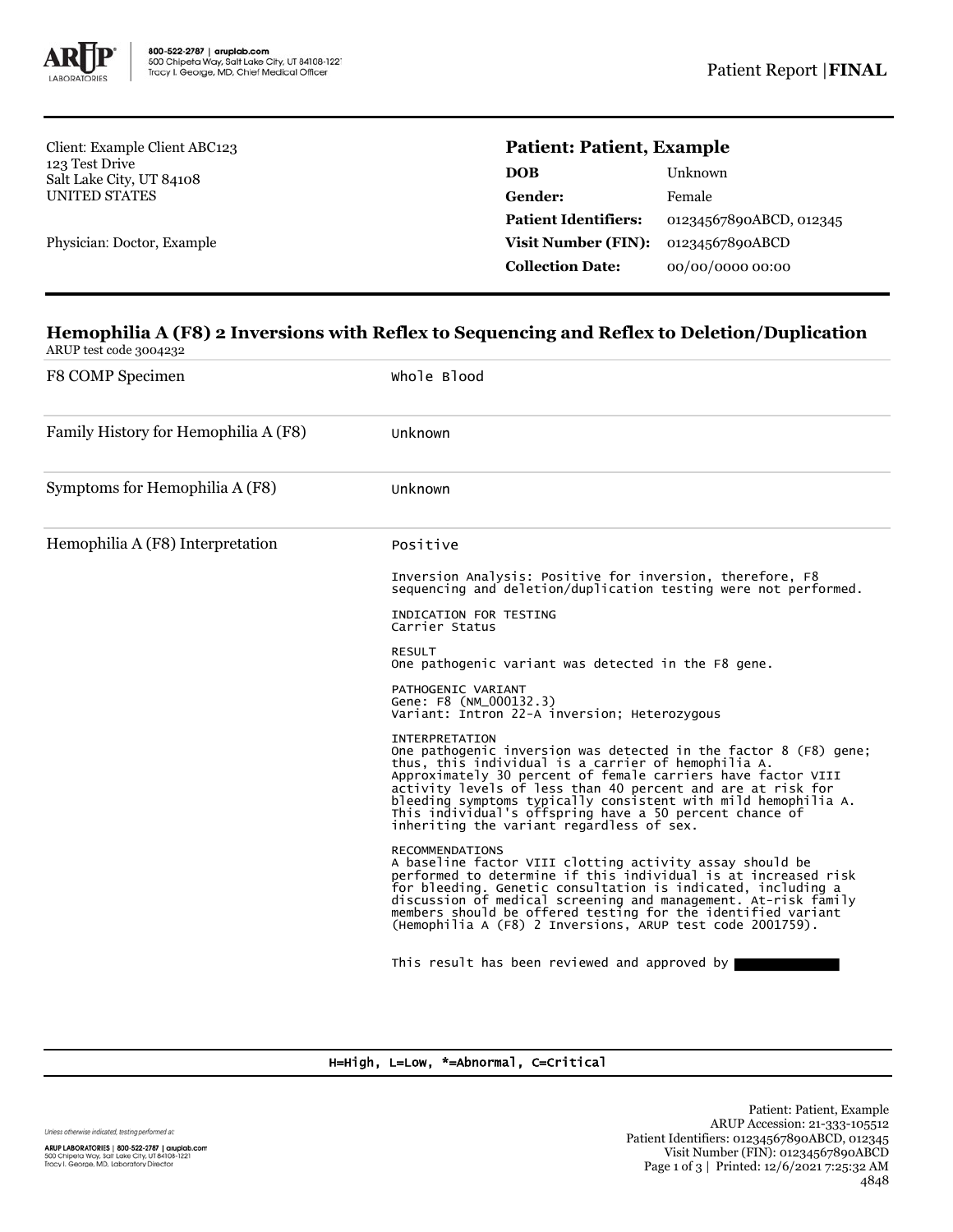800-522-2787 | aruplab.com
500 Chipeta Way, Salt Lake City, UT 84108-1221
Tracy I. George, MD, Chief Medical Officer

Patient Report | **FINAL**

Client: Example Client ABC123
123 Test Drive
Salt Lake City, UT 84108
UNITED STATES

Physician: Doctor, Example

**Patient: Patient, Example**

| | |
|---|---|
| **DOB** | Unknown |
| **Gender:** | Female |
| **Patient Identifiers:** | 01234567890ABCD, 012345 |
| **Visit Number (FIN):** | 01234567890ABCD |
| **Collection Date:** | 00/00/0000 00:00 |

## Hemophilia A (F8) 2 Inversions with Reflex to Sequencing and Reflex to Deletion/Duplication

ARUP test code 3004232

| | |
|---|---|
| F8 COMP Specimen | Whole Blood |
| Family History for Hemophilia A (F8) | Unknown |
| Symptoms for Hemophilia A (F8) | Unknown |
| Hemophilia A (F8) Interpretation | Positive |

Inversion Analysis: Positive for inversion, therefore, F8 sequencing and deletion/duplication testing were not performed.

INDICATION FOR TESTING
Carrier Status

RESULT
One pathogenic variant was detected in the F8 gene.

PATHOGENIC VARIANT
Gene: F8 (NM_000132.3)
Variant: Intron 22-A inversion; Heterozygous

INTERPRETATION
One pathogenic inversion was detected in the factor 8 (F8) gene; thus, this individual is a carrier of hemophilia A. Approximately 30 percent of female carriers have factor VIII activity levels of less than 40 percent and are at risk for bleeding symptoms typically consistent with mild hemophilia A. This individual's offspring have a 50 percent chance of inheriting the variant regardless of sex.

RECOMMENDATIONS
A baseline factor VIII clotting activity assay should be performed to determine if this individual is at increased risk for bleeding. Genetic consultation is indicated, including a discussion of medical screening and management. At-risk family members should be offered testing for the identified variant (Hemophilia A (F8) 2 Inversions, ARUP test code 2001759).

This result has been reviewed and approved by

H=High, L=Low, *=Abnormal, C=Critical

Unless otherwise indicated, testing performed at:
ARUP LABORATORIES | 800-522-2787 | aruplab.com
500 Chipeta Way, Salt Lake City, UT 84108-1221
Tracy I. George, MD, Laboratory Director

Patient: Patient, Example
ARUP Accession: 21-333-105512
Patient Identifiers: 01234567890ABCD, 012345
Visit Number (FIN): 01234567890ABCD
Printed: 12/6/2021 7:25:32 AM
4848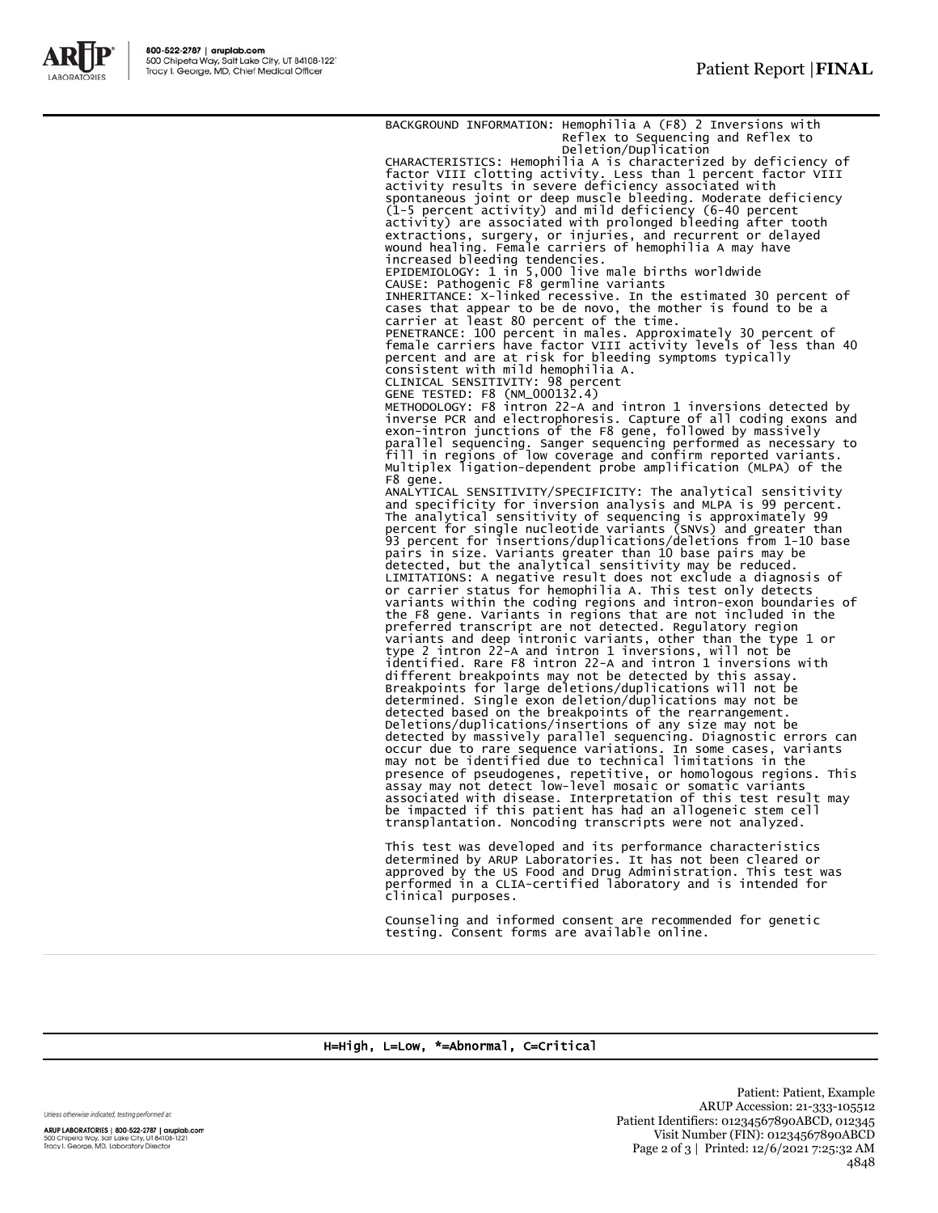BACKGROUND INFORMATION: Hemophilia A (F8) 2 Inversions with Reflex to Sequencing and Reflex to Deletion/Duplication

CHARACTERISTICS: Hemophilia A is characterized by deficiency of factor VIII clotting activity. Less than 1 percent factor VIII activity results in severe deficiency associated with spontaneous joint or deep muscle bleeding. Moderate deficiency (1-5 percent activity) and mild deficiency (6-40 percent activity) are associated with prolonged bleeding after tooth extractions, surgery, or injuries, and recurrent or delayed wound healing. Female carriers of hemophilia A may have increased bleeding tendencies.

EPIDEMIOLOGY: 1 in 5,000 live male births worldwide

CAUSE: Pathogenic F8 germline variants

INHERITANCE: X-linked recessive. In the estimated 30 percent of cases that appear to be de novo, the mother is found to be a carrier at least 80 percent of the time.

PENETRANCE: 100 percent in males. Approximately 30 percent of female carriers have factor VIII activity levels of less than 40 percent and are at risk for bleeding symptoms typically consistent with mild hemophilia A.

CLINICAL SENSITIVITY: 98 percent

GENE TESTED: F8 (NM_000132.4)

METHODOLOGY: F8 intron 22-A and intron 1 inversions detected by inverse PCR and electrophoresis. Capture of all coding exons and exon-intron junctions of the F8 gene, followed by massively parallel sequencing. Sanger sequencing performed as necessary to fill in regions of low coverage and confirm reported variants. Multiplex ligation-dependent probe amplification (MLPA) of the F8 gene.

ANALYTICAL SENSITIVITY/SPECIFICITY: The analytical sensitivity and specificity for inversion analysis and MLPA is 99 percent. The analytical sensitivity of sequencing is approximately 99 percent for single nucleotide variants (SNVs) and greater than 93 percent for insertions/duplications/deletions from 1-10 base pairs in size. Variants greater than 10 base pairs may be detected, but the analytical sensitivity may be reduced.

LIMITATIONS: A negative result does not exclude a diagnosis of or carrier status for hemophilia A. This test only detects variants within the coding regions and intron-exon boundaries of the F8 gene. Variants in regions that are not included in the preferred transcript are not detected. Regulatory region variants and deep intronic variants, other than the type 1 or type 2 intron 22-A and intron 1 inversions, will not be identified. Rare F8 intron 22-A and intron 1 inversions with different breakpoints may not be detected by this assay. Breakpoints for large deletions/duplications will not be determined. Single exon deletion/duplications may not be detected based on the breakpoints of the rearrangement. Deletions/duplications/insertions of any size may not be detected by massively parallel sequencing. Diagnostic errors can occur due to rare sequence variations. In some cases, variants may not be identified due to technical limitations in the presence of pseudogenes, repetitive, or homologous regions. This assay may not detect low-level mosaic or somatic variants associated with disease. Interpretation of this test result may be impacted if this patient has had an allogeneic stem cell transplantation. Noncoding transcripts were not analyzed.

This test was developed and its performance characteristics determined by ARUP Laboratories. It has not been cleared or approved by the US Food and Drug Administration. This test was performed in a CLIA-certified laboratory and is intended for clinical purposes.

Counseling and informed consent are recommended for genetic testing. Consent forms are available online.

H=High, L=Low, *=Abnormal, C=Critical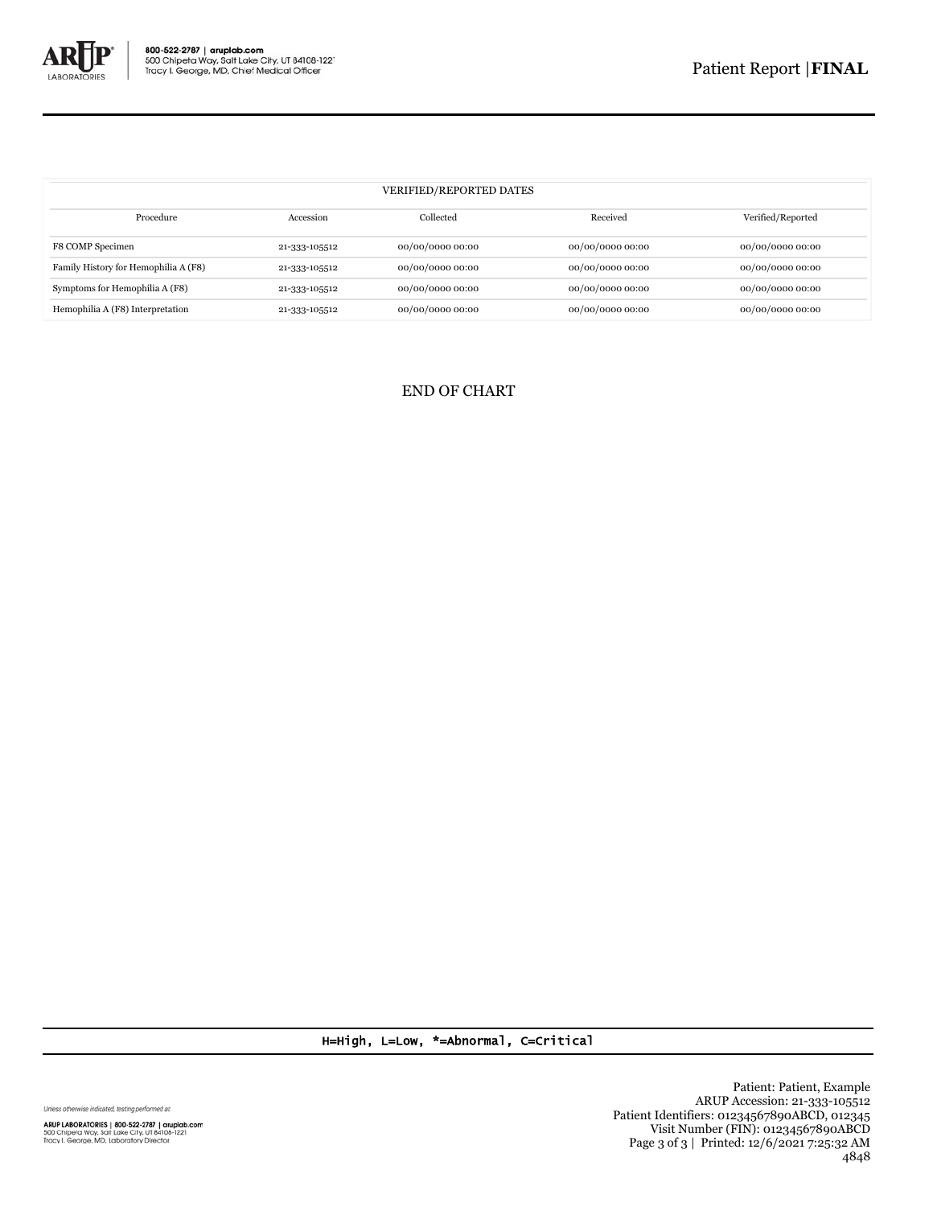| VERIFIED/REPORTED DATES | | | | |
|---|---|---|---|---|
| Procedure | Accession | Collected | Received | Verified/Reported |
| F8 COMP Specimen | 21-333-105512 | 00/00/0000 00:00 | 00/00/0000 00:00 | 00/00/0000 00:00 |
| Family History for Hemophilia A (F8) | 21-333-105512 | 00/00/0000 00:00 | 00/00/0000 00:00 | 00/00/0000 00:00 |
| Symptoms for Hemophilia A (F8) | 21-333-105512 | 00/00/0000 00:00 | 00/00/0000 00:00 | 00/00/0000 00:00 |
| Hemophilia A (F8) Interpretation | 21-333-105512 | 00/00/0000 00:00 | 00/00/0000 00:00 | 00/00/0000 00:00 |

END OF CHART